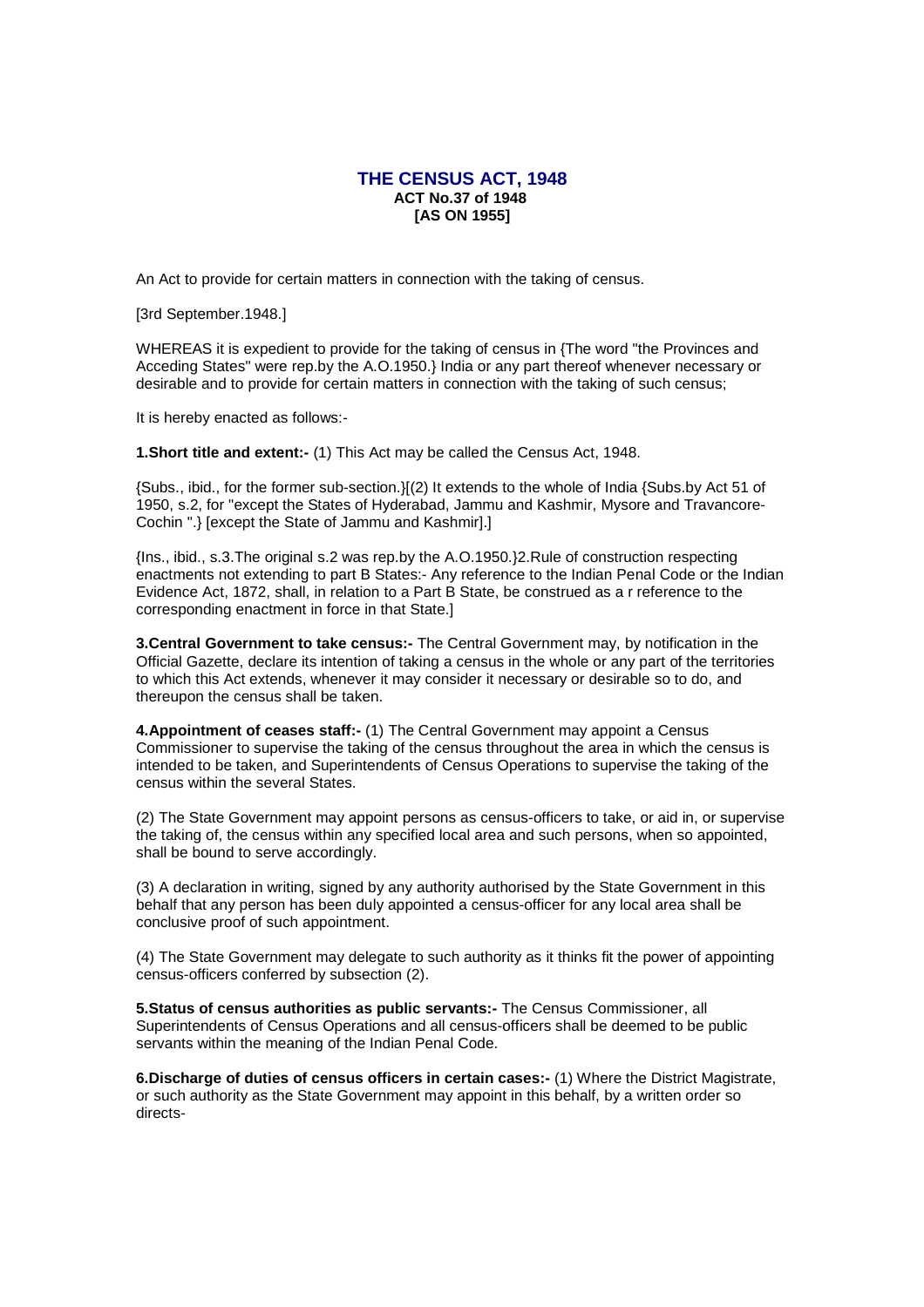# THE CENSUS ACT, 1948
**ACT No.37 of 1948**
**[AS ON 1955]**

An Act to provide for certain matters in connection with the taking of census.

[3rd September.1948.]

WHEREAS it is expedient to provide for the taking of census in {The word "the Provinces and Acceding States" were rep.by the A.O.1950.} India or any part thereof whenever necessary or desirable and to provide for certain matters in connection with the taking of such census;

It is hereby enacted as follows:-

**1.Short title and extent:-** (1) This Act may be called the Census Act, 1948.

{Subs., ibid., for the former sub-section.}[(2) It extends to the whole of India {Subs.by Act 51 of 1950, s.2, for "except the States of Hyderabad, Jammu and Kashmir, Mysore and Travancore-Cochin ".} [except the State of Jammu and Kashmir].]

{Ins., ibid., s.3.The original s.2 was rep.by the A.O.1950.}2.Rule of construction respecting enactments not extending to part B States:- Any reference to the Indian Penal Code or the Indian Evidence Act, 1872, shall, in relation to a Part B State, be construed as a r reference to the corresponding enactment in force in that State.]

**3.Central Government to take census:-** The Central Government may, by notification in the Official Gazette, declare its intention of taking a census in the whole or any part of the territories to which this Act extends, whenever it may consider it necessary or desirable so to do, and thereupon the census shall be taken.

**4.Appointment of ceases staff:-** (1) The Central Government may appoint a Census Commissioner to supervise the taking of the census throughout the area in which the census is intended to be taken, and Superintendents of Census Operations to supervise the taking of the census within the several States.

(2) The State Government may appoint persons as census-officers to take, or aid in, or supervise the taking of, the census within any specified local area and such persons, when so appointed, shall be bound to serve accordingly.

(3) A declaration in writing, signed by any authority authorised by the State Government in this behalf that any person has been duly appointed a census-officer for any local area shall be conclusive proof of such appointment.

(4) The State Government may delegate to such authority as it thinks fit the power of appointing census-officers conferred by subsection (2).

**5.Status of census authorities as public servants:-** The Census Commissioner, all Superintendents of Census Operations and all census-officers shall be deemed to be public servants within the meaning of the Indian Penal Code.

**6.Discharge of duties of census officers in certain cases:-** (1) Where the District Magistrate, or such authority as the State Government may appoint in this behalf, by a written order so directs-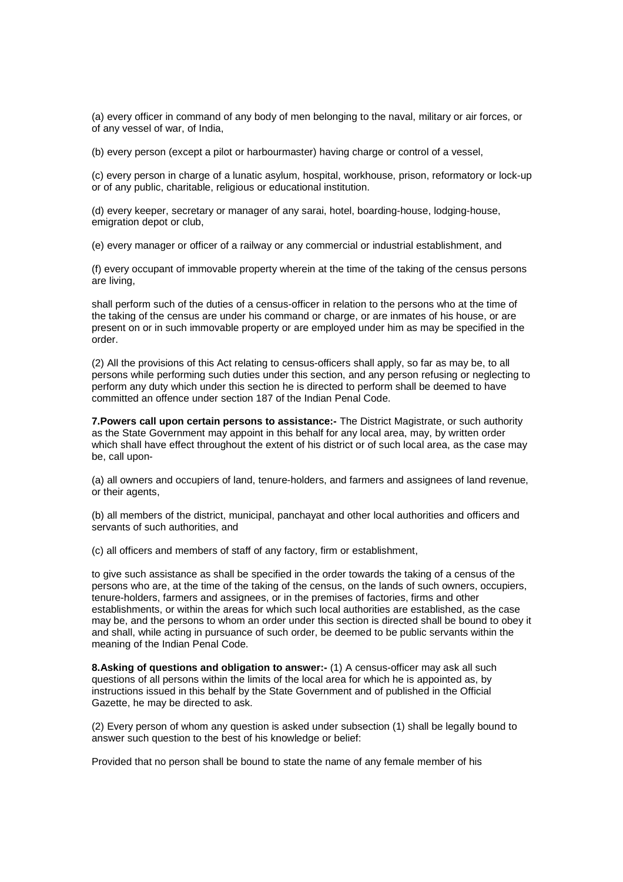(a) every officer in command of any body of men belonging to the naval, military or air forces, or of any vessel of war, of India,

(b) every person (except a pilot or harbourmaster) having charge or control of a vessel,

(c) every person in charge of a lunatic asylum, hospital, workhouse, prison, reformatory or lock-up or of any public, charitable, religious or educational institution.

(d) every keeper, secretary or manager of any sarai, hotel, boarding-house, lodging-house, emigration depot or club,

(e) every manager or officer of a railway or any commercial or industrial establishment, and

(f) every occupant of immovable property wherein at the time of the taking of the census persons are living,

shall perform such of the duties of a census-officer in relation to the persons who at the time of the taking of the census are under his command or charge, or are inmates of his house, or are present on or in such immovable property or are employed under him as may be specified in the order.

(2) All the provisions of this Act relating to census-officers shall apply, so far as may be, to all persons while performing such duties under this section, and any person refusing or neglecting to perform any duty which under this section he is directed to perform shall be deemed to have committed an offence under section 187 of the Indian Penal Code.

**7.Powers call upon certain persons to assistance:-** The District Magistrate, or such authority as the State Government may appoint in this behalf for any local area, may, by written order which shall have effect throughout the extent of his district or of such local area, as the case may be, call upon-

(a) all owners and occupiers of land, tenure-holders, and farmers and assignees of land revenue, or their agents,

(b) all members of the district, municipal, panchayat and other local authorities and officers and servants of such authorities, and

(c) all officers and members of staff of any factory, firm or establishment,

to give such assistance as shall be specified in the order towards the taking of a census of the persons who are, at the time of the taking of the census, on the lands of such owners, occupiers, tenure-holders, farmers and assignees, or in the premises of factories, firms and other establishments, or within the areas for which such local authorities are established, as the case may be, and the persons to whom an order under this section is directed shall be bound to obey it and shall, while acting in pursuance of such order, be deemed to be public servants within the meaning of the Indian Penal Code.

**8.Asking of questions and obligation to answer:-** (1) A census-officer may ask all such questions of all persons within the limits of the local area for which he is appointed as, by instructions issued in this behalf by the State Government and of published in the Official Gazette, he may be directed to ask.

(2) Every person of whom any question is asked under subsection (1) shall be legally bound to answer such question to the best of his knowledge or belief:

Provided that no person shall be bound to state the name of any female member of his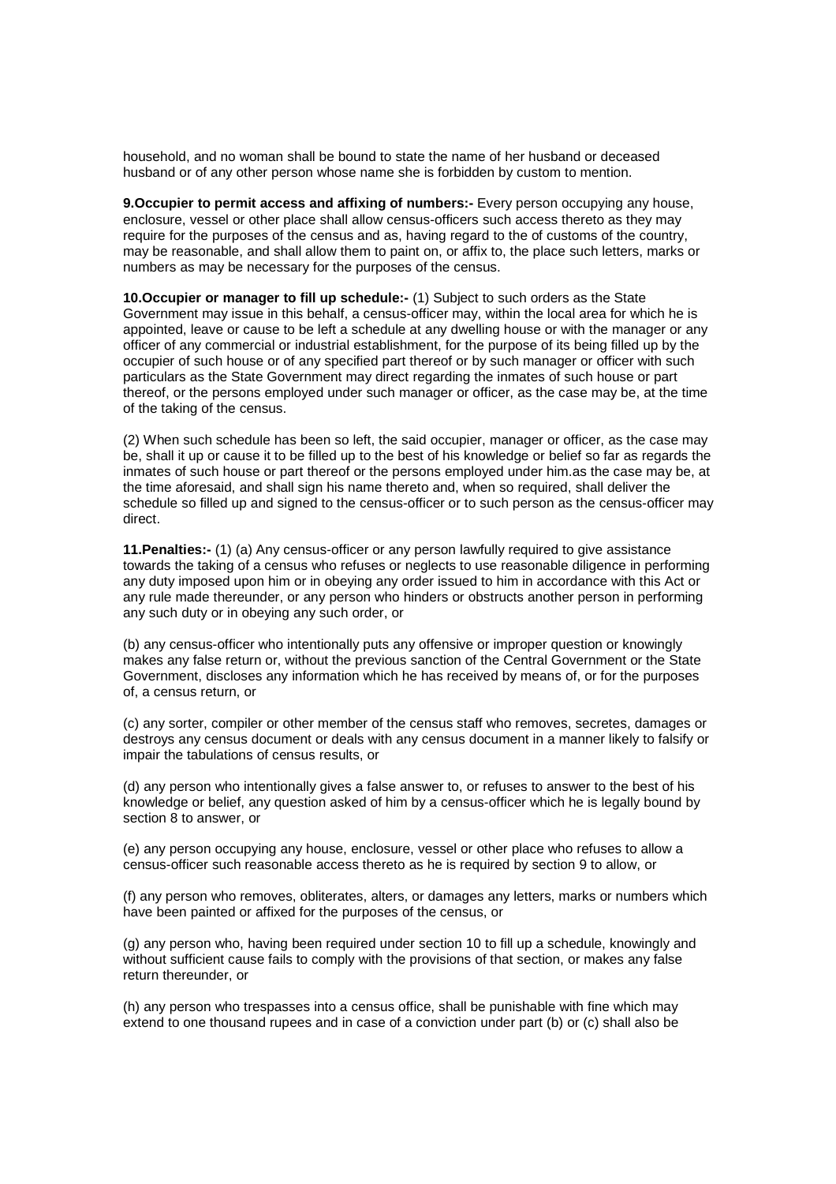household, and no woman shall be bound to state the name of her husband or deceased husband or of any other person whose name she is forbidden by custom to mention.

**9.Occupier to permit access and affixing of numbers:-** Every person occupying any house, enclosure, vessel or other place shall allow census-officers such access thereto as they may require for the purposes of the census and as, having regard to the of customs of the country, may be reasonable, and shall allow them to paint on, or affix to, the place such letters, marks or numbers as may be necessary for the purposes of the census.

**10.Occupier or manager to fill up schedule:-** (1) Subject to such orders as the State Government may issue in this behalf, a census-officer may, within the local area for which he is appointed, leave or cause to be left a schedule at any dwelling house or with the manager or any officer of any commercial or industrial establishment, for the purpose of its being filled up by the occupier of such house or of any specified part thereof or by such manager or officer with such particulars as the State Government may direct regarding the inmates of such house or part thereof, or the persons employed under such manager or officer, as the case may be, at the time of the taking of the census.

(2) When such schedule has been so left, the said occupier, manager or officer, as the case may be, shall it up or cause it to be filled up to the best of his knowledge or belief so far as regards the inmates of such house or part thereof or the persons employed under him.as the case may be, at the time aforesaid, and shall sign his name thereto and, when so required, shall deliver the schedule so filled up and signed to the census-officer or to such person as the census-officer may direct.

**11.Penalties:-** (1) (a) Any census-officer or any person lawfully required to give assistance towards the taking of a census who refuses or neglects to use reasonable diligence in performing any duty imposed upon him or in obeying any order issued to him in accordance with this Act or any rule made thereunder, or any person who hinders or obstructs another person in performing any such duty or in obeying any such order, or

(b) any census-officer who intentionally puts any offensive or improper question or knowingly makes any false return or, without the previous sanction of the Central Government or the State Government, discloses any information which he has received by means of, or for the purposes of, a census return, or

(c) any sorter, compiler or other member of the census staff who removes, secretes, damages or destroys any census document or deals with any census document in a manner likely to falsify or impair the tabulations of census results, or

(d) any person who intentionally gives a false answer to, or refuses to answer to the best of his knowledge or belief, any question asked of him by a census-officer which he is legally bound by section 8 to answer, or

(e) any person occupying any house, enclosure, vessel or other place who refuses to allow a census-officer such reasonable access thereto as he is required by section 9 to allow, or

(f) any person who removes, obliterates, alters, or damages any letters, marks or numbers which have been painted or affixed for the purposes of the census, or

(g) any person who, having been required under section 10 to fill up a schedule, knowingly and without sufficient cause fails to comply with the provisions of that section, or makes any false return thereunder, or

(h) any person who trespasses into a census office, shall be punishable with fine which may extend to one thousand rupees and in case of a conviction under part (b) or (c) shall also be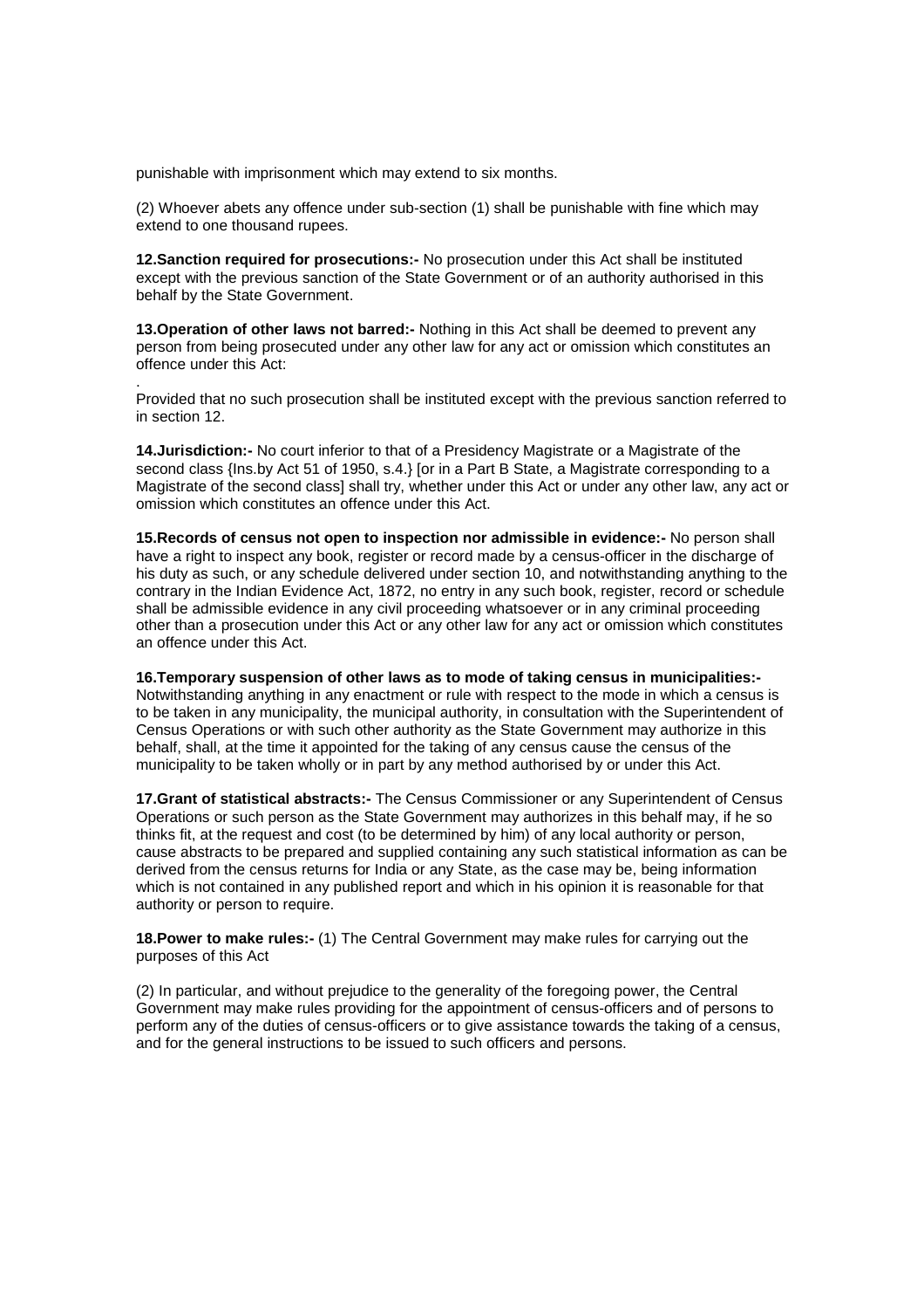punishable with imprisonment which may extend to six months.

(2) Whoever abets any offence under sub-section (1) shall be punishable with fine which may extend to one thousand rupees.

**12.Sanction required for prosecutions:-** No prosecution under this Act shall be instituted except with the previous sanction of the State Government or of an authority authorised in this behalf by the State Government.

**13.Operation of other laws not barred:-** Nothing in this Act shall be deemed to prevent any person from being prosecuted under any other law for any act or omission which constitutes an offence under this Act:

.
Provided that no such prosecution shall be instituted except with the previous sanction referred to in section 12.

**14.Jurisdiction:-** No court inferior to that of a Presidency Magistrate or a Magistrate of the second class {Ins.by Act 51 of 1950, s.4.} [or in a Part B State, a Magistrate corresponding to a Magistrate of the second class] shall try, whether under this Act or under any other law, any act or omission which constitutes an offence under this Act.

**15.Records of census not open to inspection nor admissible in evidence:-** No person shall have a right to inspect any book, register or record made by a census-officer in the discharge of his duty as such, or any schedule delivered under section 10, and notwithstanding anything to the contrary in the Indian Evidence Act, 1872, no entry in any such book, register, record or schedule shall be admissible evidence in any civil proceeding whatsoever or in any criminal proceeding other than a prosecution under this Act or any other law for any act or omission which constitutes an offence under this Act.

**16.Temporary suspension of other laws as to mode of taking census in municipalities:-** Notwithstanding anything in any enactment or rule with respect to the mode in which a census is to be taken in any municipality, the municipal authority, in consultation with the Superintendent of Census Operations or with such other authority as the State Government may authorize in this behalf, shall, at the time it appointed for the taking of any census cause the census of the municipality to be taken wholly or in part by any method authorised by or under this Act.

**17.Grant of statistical abstracts:-** The Census Commissioner or any Superintendent of Census Operations or such person as the State Government may authorizes in this behalf may, if he so thinks fit, at the request and cost (to be determined by him) of any local authority or person, cause abstracts to be prepared and supplied containing any such statistical information as can be derived from the census returns for India or any State, as the case may be, being information which is not contained in any published report and which in his opinion it is reasonable for that authority or person to require.

**18.Power to make rules:-** (1) The Central Government may make rules for carrying out the purposes of this Act

(2) In particular, and without prejudice to the generality of the foregoing power, the Central Government may make rules providing for the appointment of census-officers and of persons to perform any of the duties of census-officers or to give assistance towards the taking of a census, and for the general instructions to be issued to such officers and persons.